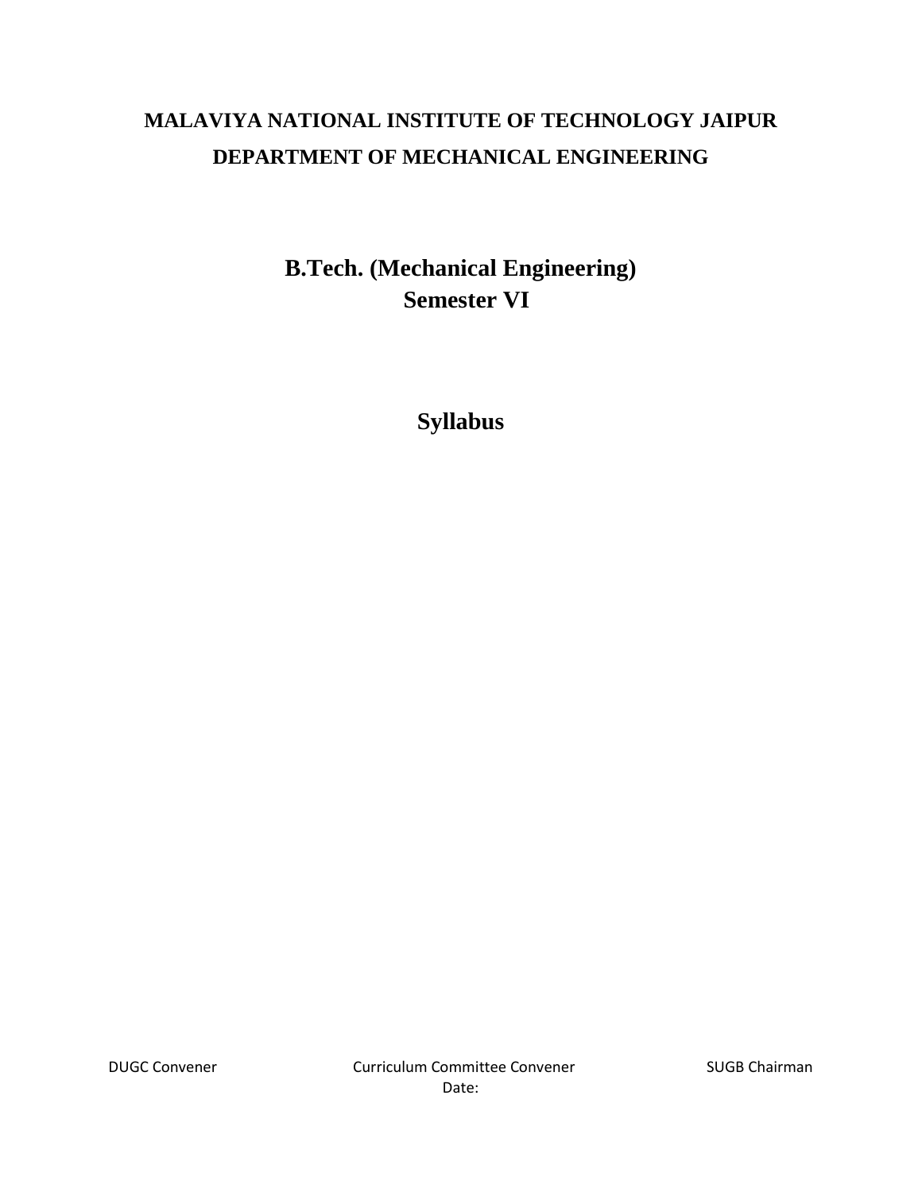# MALAVIYA NATIONAL INSTITUTE OF TECHNOLOGY JAIPUR

## DEPARTMENT OF MECHANICAL ENGINEERING

## B.Tech. (Mechanical Engineering)
## Semester VI

## Syllabus

DUGC Convener Curriculum Committee Convener SUGB Chairman

Date: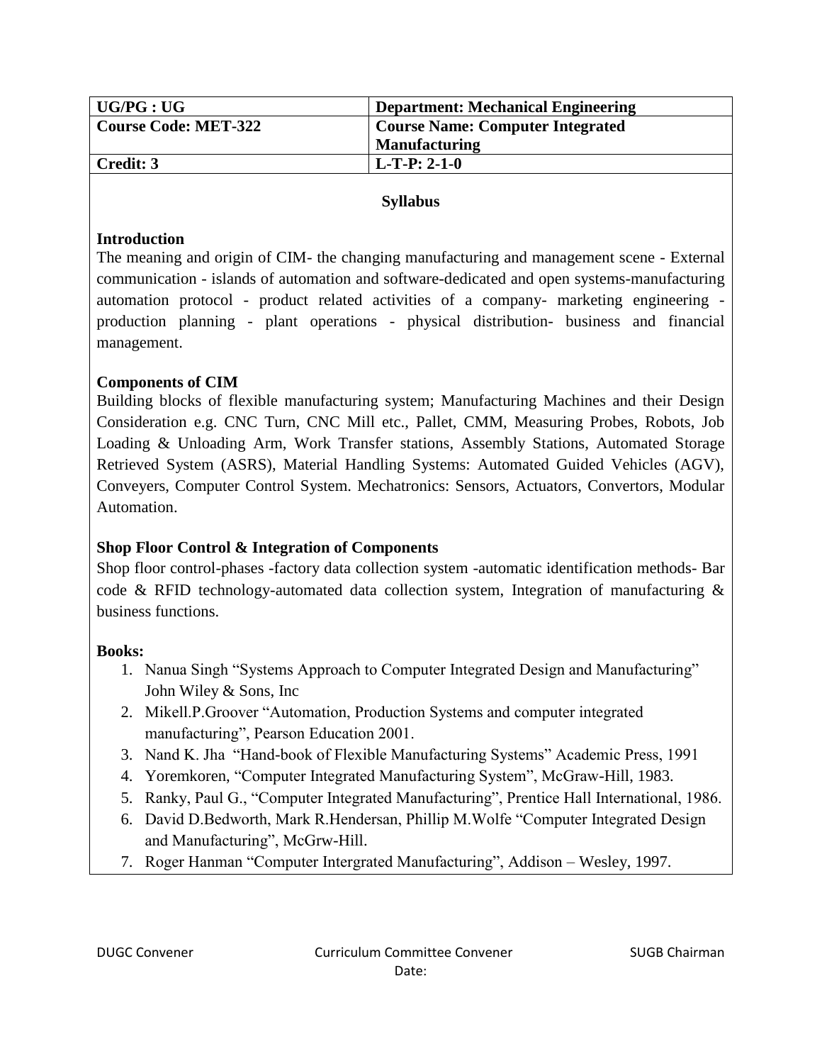| UG/PG : UG | Department: Mechanical Engineering |
|---|---|
| Course Code: MET-322 | Course Name: Computer Integrated Manufacturing |
| Credit: 3 | L-T-P: 2-1-0 |

## Syllabus

### Introduction

The meaning and origin of CIM- the changing manufacturing and management scene - External communication - islands of automation and software-dedicated and open systems-manufacturing automation protocol - product related activities of a company- marketing engineering - production planning - plant operations - physical distribution- business and financial management.

### Components of CIM

Building blocks of flexible manufacturing system; Manufacturing Machines and their Design Consideration e.g. CNC Turn, CNC Mill etc., Pallet, CMM, Measuring Probes, Robots, Job Loading & Unloading Arm, Work Transfer stations, Assembly Stations, Automated Storage Retrieved System (ASRS), Material Handling Systems: Automated Guided Vehicles (AGV), Conveyers, Computer Control System. Mechatronics: Sensors, Actuators, Convertors, Modular Automation.

### Shop Floor Control & Integration of Components

Shop floor control-phases -factory data collection system -automatic identification methods- Bar code & RFID technology-automated data collection system, Integration of manufacturing & business functions.

### Books:

1. Nanua Singh "Systems Approach to Computer Integrated Design and Manufacturing" John Wiley & Sons, Inc
2. Mikell.P.Groover "Automation, Production Systems and computer integrated manufacturing", Pearson Education 2001.
3. Nand K. Jha "Hand-book of Flexible Manufacturing Systems" Academic Press, 1991
4. Yoremkoren, "Computer Integrated Manufacturing System", McGraw-Hill, 1983.
5. Ranky, Paul G., "Computer Integrated Manufacturing", Prentice Hall International, 1986.
6. David D.Bedworth, Mark R.Hendersan, Phillip M.Wolfe "Computer Integrated Design and Manufacturing", McGrw-Hill.
7. Roger Hanman "Computer Intergrated Manufacturing", Addison – Wesley, 1997.

DUGC Convener | Curriculum Committee Convener | SUGB Chairman

Date: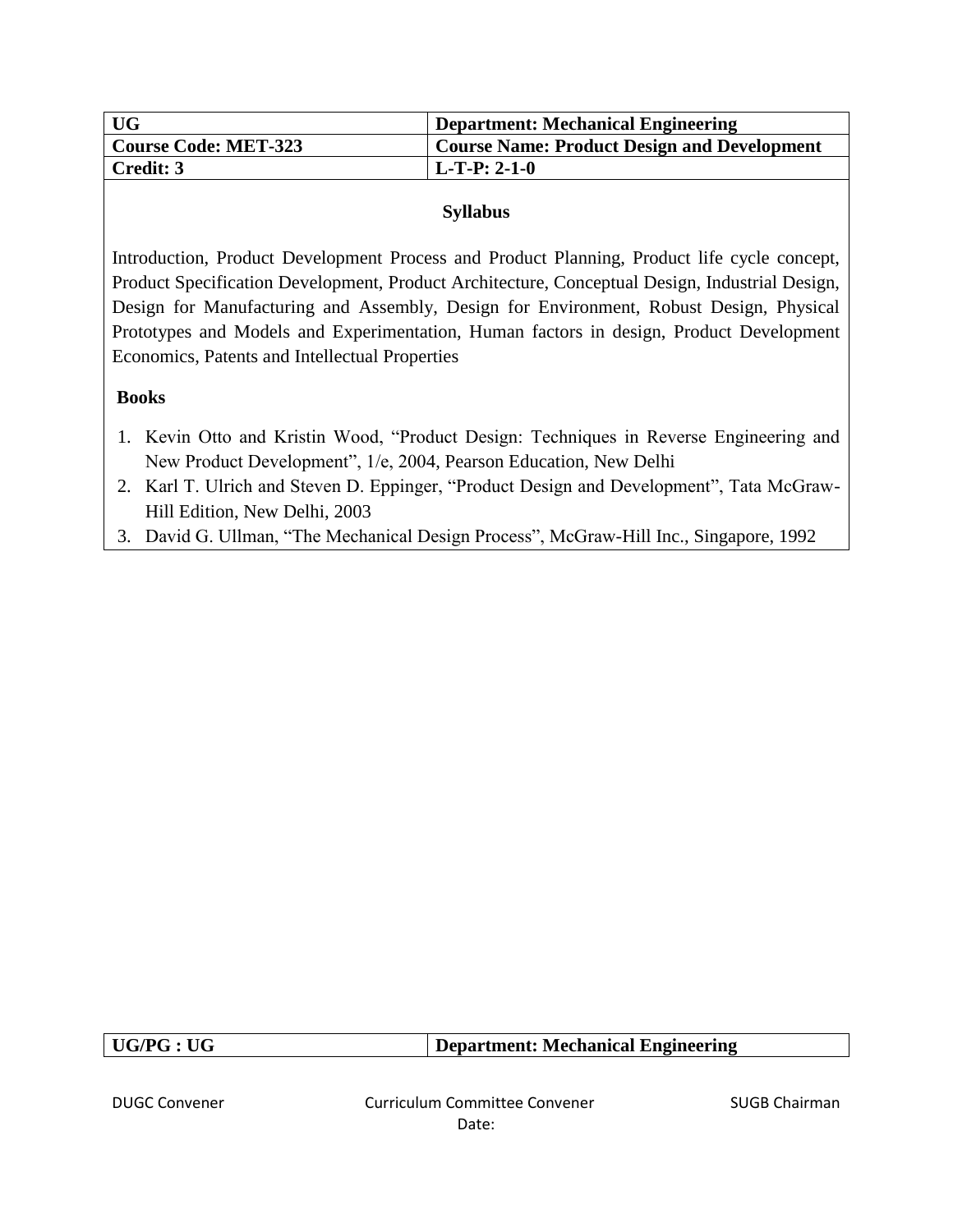| UG | Department: Mechanical Engineering |
|---|---|
| Course Code: MET-323 | Course Name: Product Design and Development |
| Credit: 3 | L-T-P: 2-1-0 |

**Syllabus**

Introduction, Product Development Process and Product Planning, Product life cycle concept, Product Specification Development, Product Architecture, Conceptual Design, Industrial Design, Design for Manufacturing and Assembly, Design for Environment, Robust Design, Physical Prototypes and Models and Experimentation, Human factors in design, Product Development Economics, Patents and Intellectual Properties

**Books**

1. Kevin Otto and Kristin Wood, "Product Design: Techniques in Reverse Engineering and New Product Development", 1/e, 2004, Pearson Education, New Delhi
2. Karl T. Ulrich and Steven D. Eppinger, "Product Design and Development", Tata McGraw-Hill Edition, New Delhi, 2003
3. David G. Ullman, "The Mechanical Design Process", McGraw-Hill Inc., Singapore, 1992

| UG/PG : UG | Department: Mechanical Engineering |
|---|---|

DUGC Convener    Curriculum Committee Convener    SUGB Chairman

Date: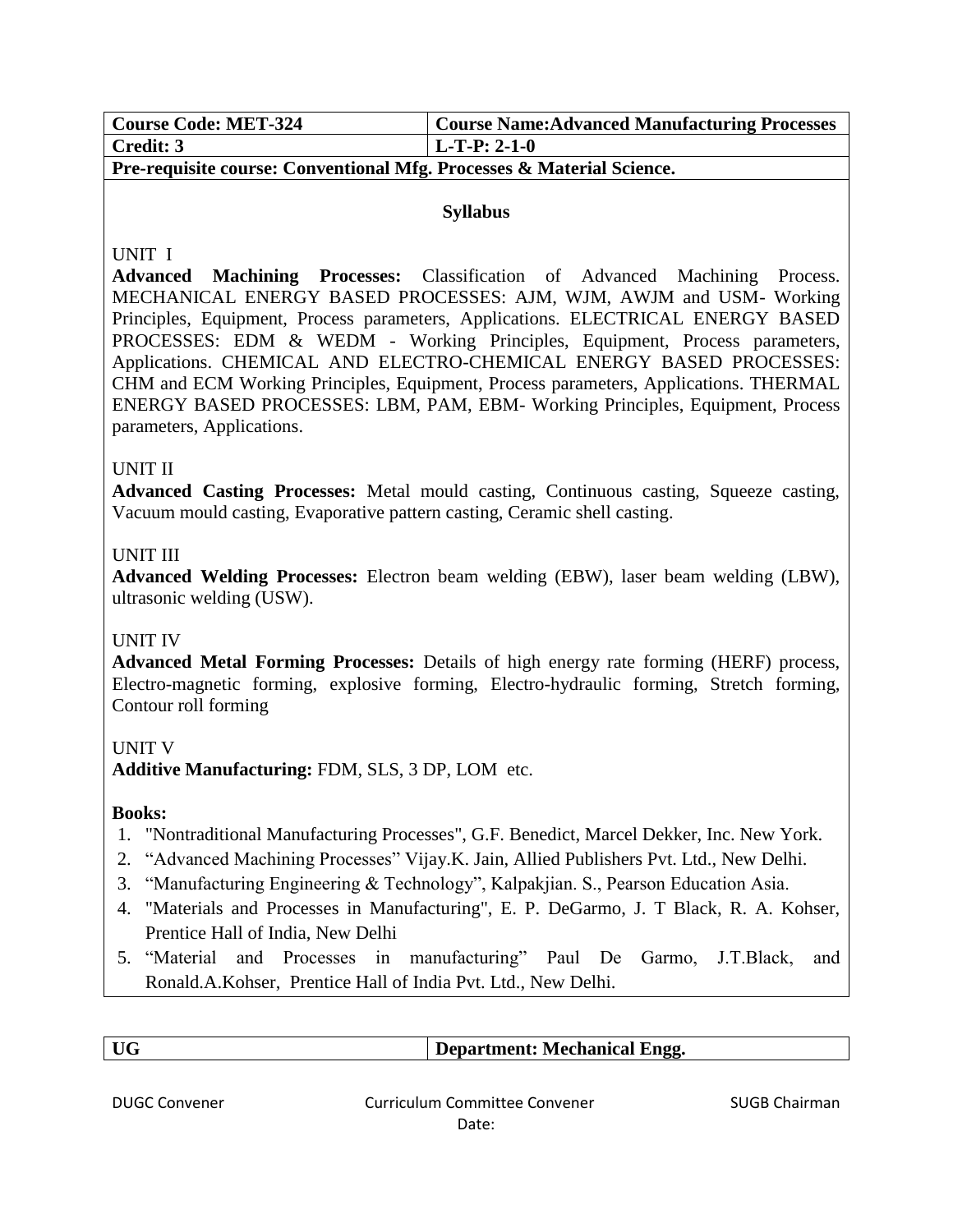| Course Code: MET-324 | Course Name:Advanced Manufacturing Processes |
|---|---|
| Credit: 3 | L-T-P: 2-1-0 |

**Pre-requisite course: Conventional Mfg. Processes & Material Science.**

## Syllabus

UNIT I

**Advanced Machining Processes:** Classification of Advanced Machining Process. MECHANICAL ENERGY BASED PROCESSES: AJM, WJM, AWJM and USM- Working Principles, Equipment, Process parameters, Applications. ELECTRICAL ENERGY BASED PROCESSES: EDM & WEDM - Working Principles, Equipment, Process parameters, Applications. CHEMICAL AND ELECTRO-CHEMICAL ENERGY BASED PROCESSES: CHM and ECM Working Principles, Equipment, Process parameters, Applications. THERMAL ENERGY BASED PROCESSES: LBM, PAM, EBM- Working Principles, Equipment, Process parameters, Applications.

UNIT II

**Advanced Casting Processes:** Metal mould casting, Continuous casting, Squeeze casting, Vacuum mould casting, Evaporative pattern casting, Ceramic shell casting.

UNIT III

**Advanced Welding Processes:** Electron beam welding (EBW), laser beam welding (LBW), ultrasonic welding (USW).

UNIT IV

**Advanced Metal Forming Processes:** Details of high energy rate forming (HERF) process, Electro-magnetic forming, explosive forming, Electro-hydraulic forming, Stretch forming, Contour roll forming

UNIT V

**Additive Manufacturing:** FDM, SLS, 3 DP, LOM etc.

**Books:**

1. "Nontraditional Manufacturing Processes", G.F. Benedict, Marcel Dekker, Inc. New York.
2. "Advanced Machining Processes" Vijay.K. Jain, Allied Publishers Pvt. Ltd., New Delhi.
3. "Manufacturing Engineering & Technology", Kalpakjian. S., Pearson Education Asia.
4. "Materials and Processes in Manufacturing", E. P. DeGarmo, J. T Black, R. A. Kohser, Prentice Hall of India, New Delhi
5. "Material and Processes in manufacturing" Paul De Garmo, J.T.Black, and Ronald.A.Kohser, Prentice Hall of India Pvt. Ltd., New Delhi.

| UG | Department: Mechanical Engg. |
|---|---|

DUGC Convener | Curriculum Committee Convener | SUGB Chairman

Date: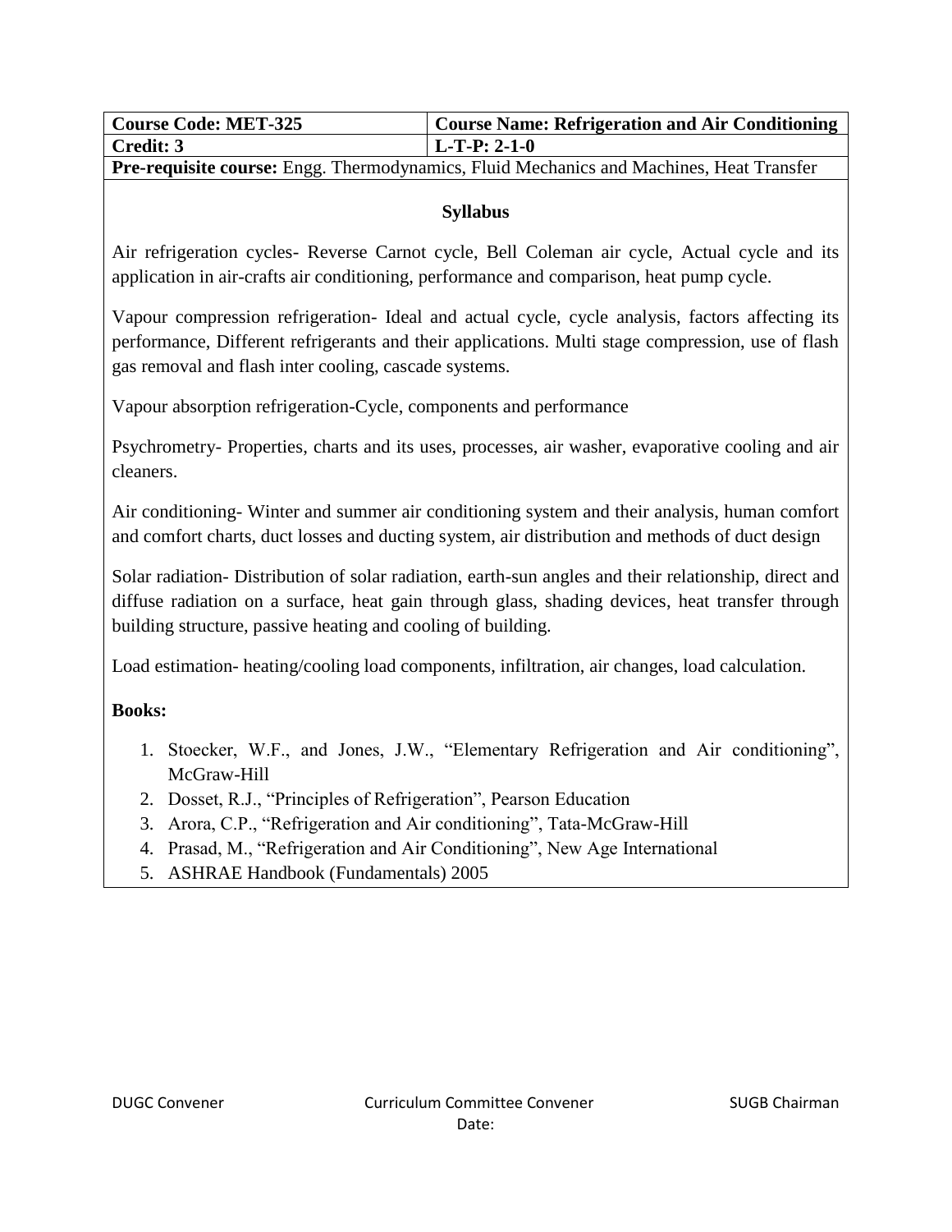| **Course Code: MET-325** | **Course Name: Refrigeration and Air Conditioning** |
| --- | --- |
| **Credit: 3** | **L-T-P: 2-1-0** |

**Pre-requisite course:** Engg. Thermodynamics, Fluid Mechanics and Machines, Heat Transfer

## Syllabus

Air refrigeration cycles- Reverse Carnot cycle, Bell Coleman air cycle, Actual cycle and its application in air-crafts air conditioning, performance and comparison, heat pump cycle.

Vapour compression refrigeration- Ideal and actual cycle, cycle analysis, factors affecting its performance, Different refrigerants and their applications. Multi stage compression, use of flash gas removal and flash inter cooling, cascade systems.

Vapour absorption refrigeration-Cycle, components and performance

Psychrometry- Properties, charts and its uses, processes, air washer, evaporative cooling and air cleaners.

Air conditioning- Winter and summer air conditioning system and their analysis, human comfort and comfort charts, duct losses and ducting system, air distribution and methods of duct design

Solar radiation- Distribution of solar radiation, earth-sun angles and their relationship, direct and diffuse radiation on a surface, heat gain through glass, shading devices, heat transfer through building structure, passive heating and cooling of building.

Load estimation- heating/cooling load components, infiltration, air changes, load calculation.

**Books:**

1. Stoecker, W.F., and Jones, J.W., "Elementary Refrigeration and Air conditioning", McGraw-Hill
2. Dosset, R.J., "Principles of Refrigeration", Pearson Education
3. Arora, C.P., "Refrigeration and Air conditioning", Tata-McGraw-Hill
4. Prasad, M., "Refrigeration and Air Conditioning", New Age International
5. ASHRAE Handbook (Fundamentals) 2005

DUGC Convener | Curriculum Committee Convener | SUGB Chairman

Date: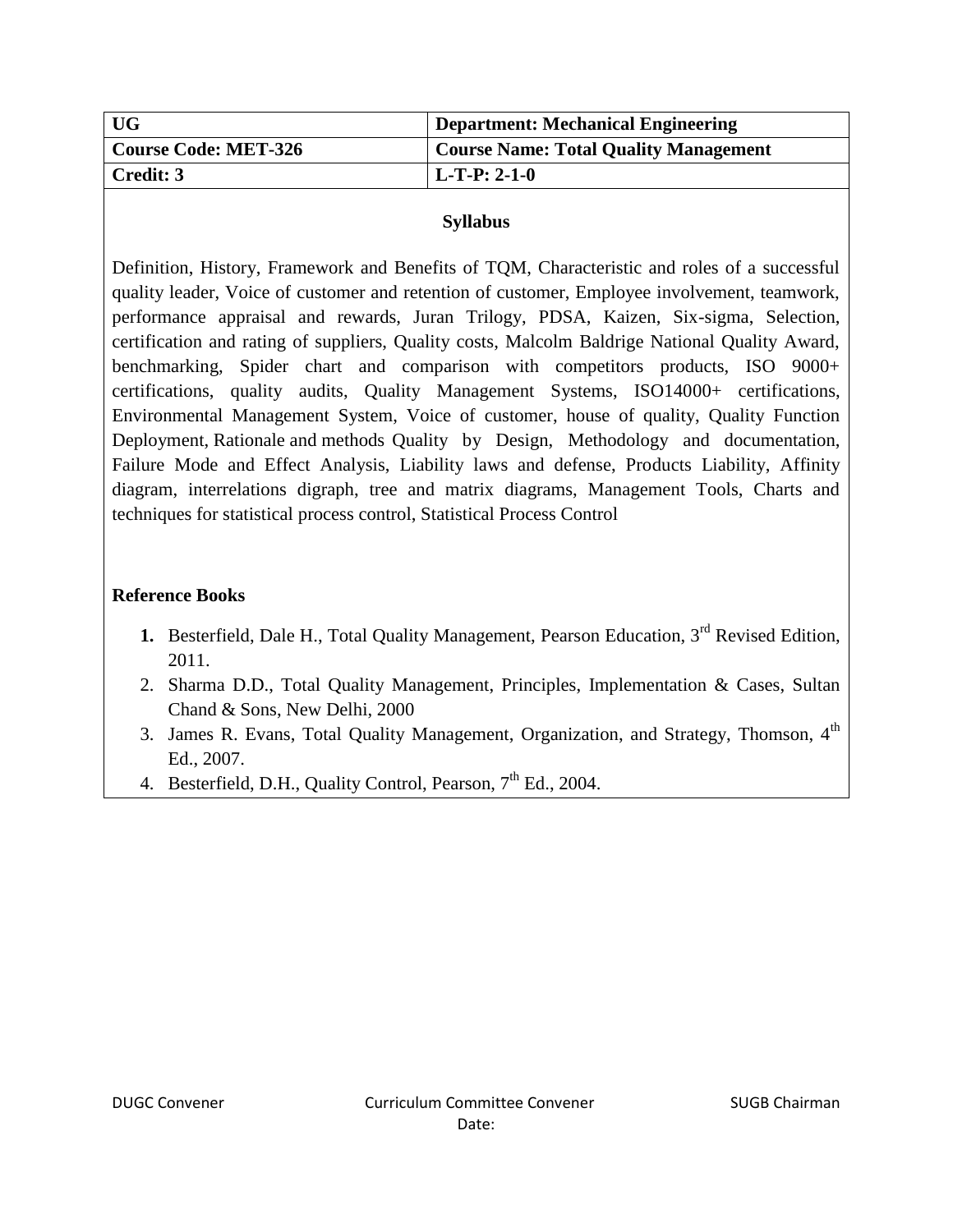| UG | Department: Mechanical Engineering |
|---|---|
| Course Code: MET-326 | Course Name: Total Quality Management |
| Credit: 3 | L-T-P: 2-1-0 |

## Syllabus

Definition, History, Framework and Benefits of TQM, Characteristic and roles of a successful quality leader, Voice of customer and retention of customer, Employee involvement, teamwork, performance appraisal and rewards, Juran Trilogy, PDSA, Kaizen, Six-sigma, Selection, certification and rating of suppliers, Quality costs, Malcolm Baldrige National Quality Award, benchmarking, Spider chart and comparison with competitors products, ISO 9000+ certifications, quality audits, Quality Management Systems, ISO14000+ certifications, Environmental Management System, Voice of customer, house of quality, Quality Function Deployment, Rationale and methods Quality by Design, Methodology and documentation, Failure Mode and Effect Analysis, Liability laws and defense, Products Liability, Affinity diagram, interrelations digraph, tree and matrix diagrams, Management Tools, Charts and techniques for statistical process control, Statistical Process Control

### Reference Books

1. Besterfield, Dale H., Total Quality Management, Pearson Education, 3rd Revised Edition, 2011.
2. Sharma D.D., Total Quality Management, Principles, Implementation & Cases, Sultan Chand & Sons, New Delhi, 2000
3. James R. Evans, Total Quality Management, Organization, and Strategy, Thomson, 4th Ed., 2007.
4. Besterfield, D.H., Quality Control, Pearson, 7th Ed., 2004.

DUGC Convener | Curriculum Committee Convener | SUGB Chairman

Date: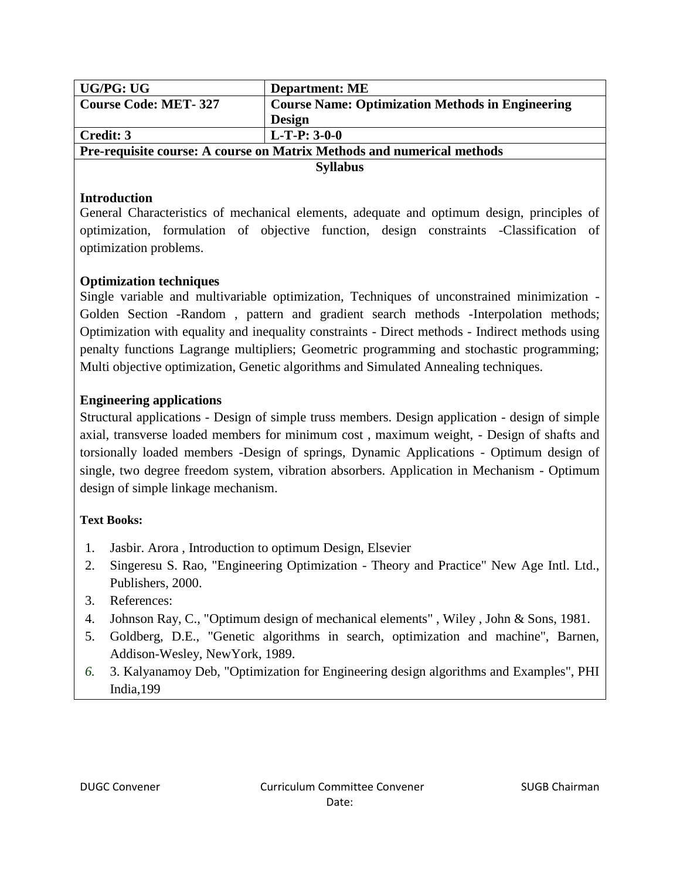| UG/PG: UG | Department: ME |
|---|---|
| **Course Code: MET- 327** | **Course Name: Optimization Methods in Engineering Design** |
| **Credit: 3** | **L-T-P: 3-0-0** |
| **Pre-requisite course: A course on Matrix Methods and numerical methods** | |

**Syllabus**

**Introduction**

General Characteristics of mechanical elements, adequate and optimum design, principles of optimization, formulation of objective function, design constraints -Classification of optimization problems.

**Optimization techniques**

Single variable and multivariable optimization, Techniques of unconstrained minimization - Golden Section -Random , pattern and gradient search methods -Interpolation methods; Optimization with equality and inequality constraints - Direct methods - Indirect methods using penalty functions Lagrange multipliers; Geometric programming and stochastic programming; Multi objective optimization, Genetic algorithms and Simulated Annealing techniques.

**Engineering applications**

Structural applications - Design of simple truss members. Design application - design of simple axial, transverse loaded members for minimum cost , maximum weight, - Design of shafts and torsionally loaded members -Design of springs, Dynamic Applications - Optimum design of single, two degree freedom system, vibration absorbers. Application in Mechanism - Optimum design of simple linkage mechanism.

**Text Books:**

1. Jasbir. Arora , Introduction to optimum Design, Elsevier
2. Singeresu S. Rao, "Engineering Optimization - Theory and Practice" New Age Intl. Ltd., Publishers, 2000.
3. References:
4. Johnson Ray, C., "Optimum design of mechanical elements" , Wiley , John & Sons, 1981.
5. Goldberg, D.E., "Genetic algorithms in search, optimization and machine", Barnen, Addison-Wesley, NewYork, 1989.
6. 3. Kalyanamoy Deb, "Optimization for Engineering design algorithms and Examples", PHI India,199

DUGC Convener | Curriculum Committee Convener | SUGB Chairman

Date: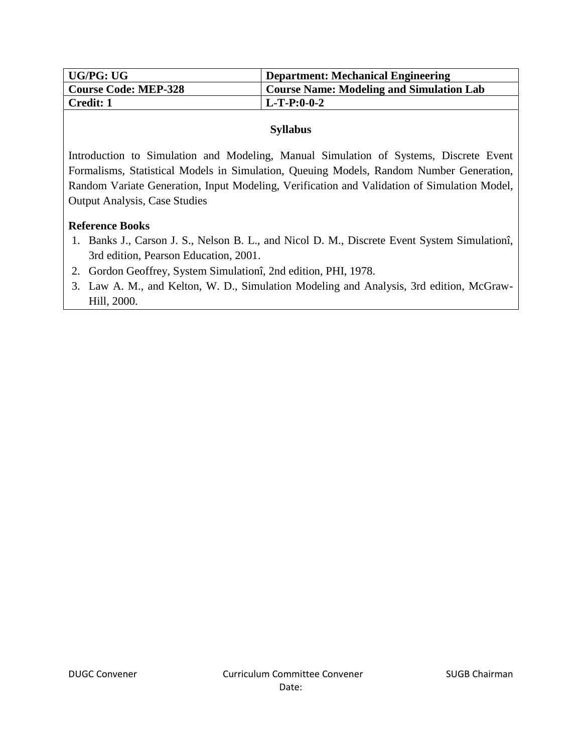| UG/PG: UG | Department: Mechanical Engineering |
|---|---|
| Course Code: MEP-328 | Course Name: Modeling and Simulation Lab |
| Credit: 1 | L-T-P:0-0-2 |

**Syllabus**

Introduction to Simulation and Modeling, Manual Simulation of Systems, Discrete Event Formalisms, Statistical Models in Simulation, Queuing Models, Random Number Generation, Random Variate Generation, Input Modeling, Verification and Validation of Simulation Model, Output Analysis, Case Studies

**Reference Books**

1. Banks J., Carson J. S., Nelson B. L., and Nicol D. M., Discrete Event System Simulationî, 3rd edition, Pearson Education, 2001.
2. Gordon Geoffrey, System Simulationî, 2nd edition, PHI, 1978.
3. Law A. M., and Kelton, W. D., Simulation Modeling and Analysis, 3rd edition, McGraw-Hill, 2000.

DUGC Convener | Curriculum Committee Convener | SUGB Chairman

Date: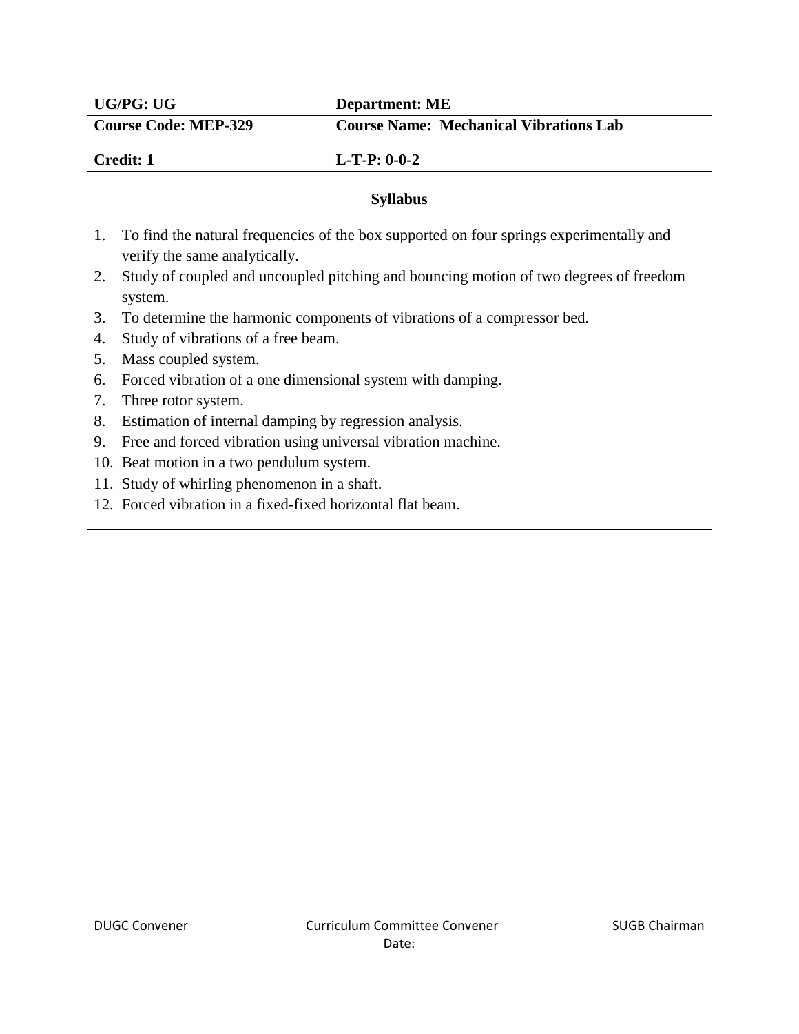| | |
|---|---|
| **UG/PG: UG** | **Department: ME** |
| **Course Code: MEP-329** | **Course Name: Mechanical Vibrations Lab** |
| **Credit: 1** | **L-T-P: 0-0-2** |

**Syllabus**

1. To find the natural frequencies of the box supported on four springs experimentally and verify the same analytically.
2. Study of coupled and uncoupled pitching and bouncing motion of two degrees of freedom system.
3. To determine the harmonic components of vibrations of a compressor bed.
4. Study of vibrations of a free beam.
5. Mass coupled system.
6. Forced vibration of a one dimensional system with damping.
7. Three rotor system.
8. Estimation of internal damping by regression analysis.
9. Free and forced vibration using universal vibration machine.
10. Beat motion in a two pendulum system.
11. Study of whirling phenomenon in a shaft.
12. Forced vibration in a fixed-fixed horizontal flat beam.

DUGC Convener | Curriculum Committee Convener | SUGB Chairman

Date: